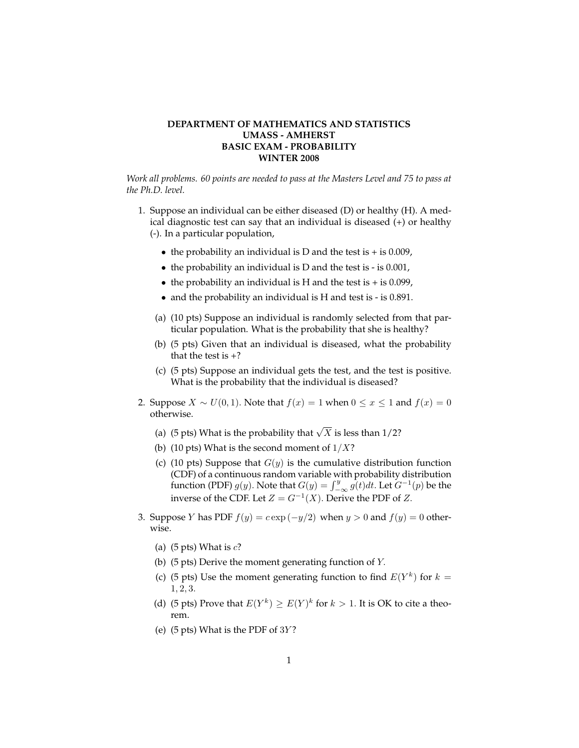# DEPARTMENT OF MATHEMATICS AND STATISTICS
# UMASS - AMHERST
# BASIC EXAM - PROBABILITY
# WINTER 2008

*Work all problems. 60 points are needed to pass at the Masters Level and 75 to pass at the Ph.D. level.*

1. Suppose an individual can be either diseased (D) or healthy (H). A medical diagnostic test can say that an individual is diseased (+) or healthy (-). In a particular population,

   - the probability an individual is D and the test is + is 0.009,
   - the probability an individual is D and the test is - is 0.001,
   - the probability an individual is H and the test is + is 0.099,
   - and the probability an individual is H and test is - is 0.891.

   (a) (10 pts) Suppose an individual is randomly selected from that particular population. What is the probability that she is healthy?

   (b) (5 pts) Given that an individual is diseased, what the probability that the test is +?

   (c) (5 pts) Suppose an individual gets the test, and the test is positive. What is the probability that the individual is diseased?

2. Suppose $X \sim U(0, 1)$. Note that $f(x) = 1$ when $0 \leq x \leq 1$ and $f(x) = 0$ otherwise.

   (a) (5 pts) What is the probability that $\sqrt{X}$ is less than $1/2$?

   (b) (10 pts) What is the second moment of $1/X$?

   (c) (10 pts) Suppose that $G(y)$ is the cumulative distribution function (CDF) of a continuous random variable with probability distribution function (PDF) $g(y)$. Note that $G(y) = \int_{-\infty}^{y} g(t)dt$. Let $G^{-1}(p)$ be the inverse of the CDF. Let $Z = G^{-1}(X)$. Derive the PDF of $Z$.

3. Suppose $Y$ has PDF $f(y) = c \exp{(-y/2)}$ when $y > 0$ and $f(y) = 0$ otherwise.

   (a) (5 pts) What is $c$?

   (b) (5 pts) Derive the moment generating function of $Y$.

   (c) (5 pts) Use the moment generating function to find $E(Y^k)$ for $k = 1, 2, 3$.

   (d) (5 pts) Prove that $E(Y^k) \geq E(Y)^k$ for $k > 1$. It is OK to cite a theorem.

   (e) (5 pts) What is the PDF of $3Y$?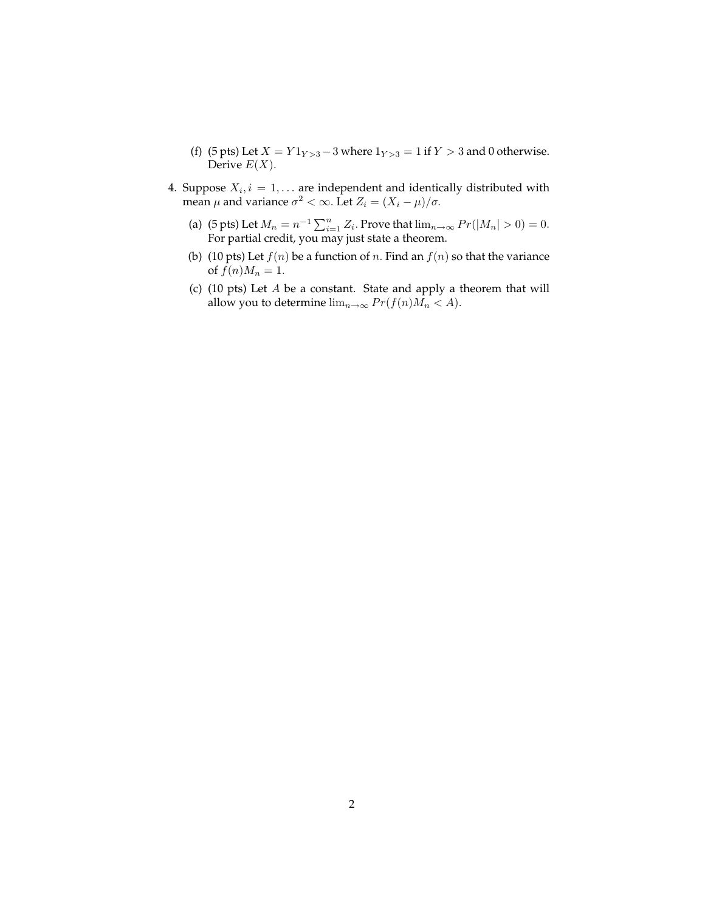(f) (5 pts) Let $X = Y1_{Y>3} - 3$ where $1_{Y>3} = 1$ if $Y > 3$ and 0 otherwise. Derive $E(X)$.

4. Suppose $X_i, i = 1, \ldots$ are independent and identically distributed with mean $\mu$ and variance $\sigma^2 < \infty$. Let $Z_i = (X_i - \mu)/\sigma$.

   (a) (5 pts) Let $M_n = n^{-1} \sum_{i=1}^{n} Z_i$. Prove that $\lim_{n\to\infty} Pr(|M_n| > 0) = 0$. For partial credit, you may just state a theorem.

   (b) (10 pts) Let $f(n)$ be a function of $n$. Find an $f(n)$ so that the variance of $f(n)M_n = 1$.

   (c) (10 pts) Let $A$ be a constant. State and apply a theorem that will allow you to determine $\lim_{n\to\infty} Pr(f(n)M_n < A)$.